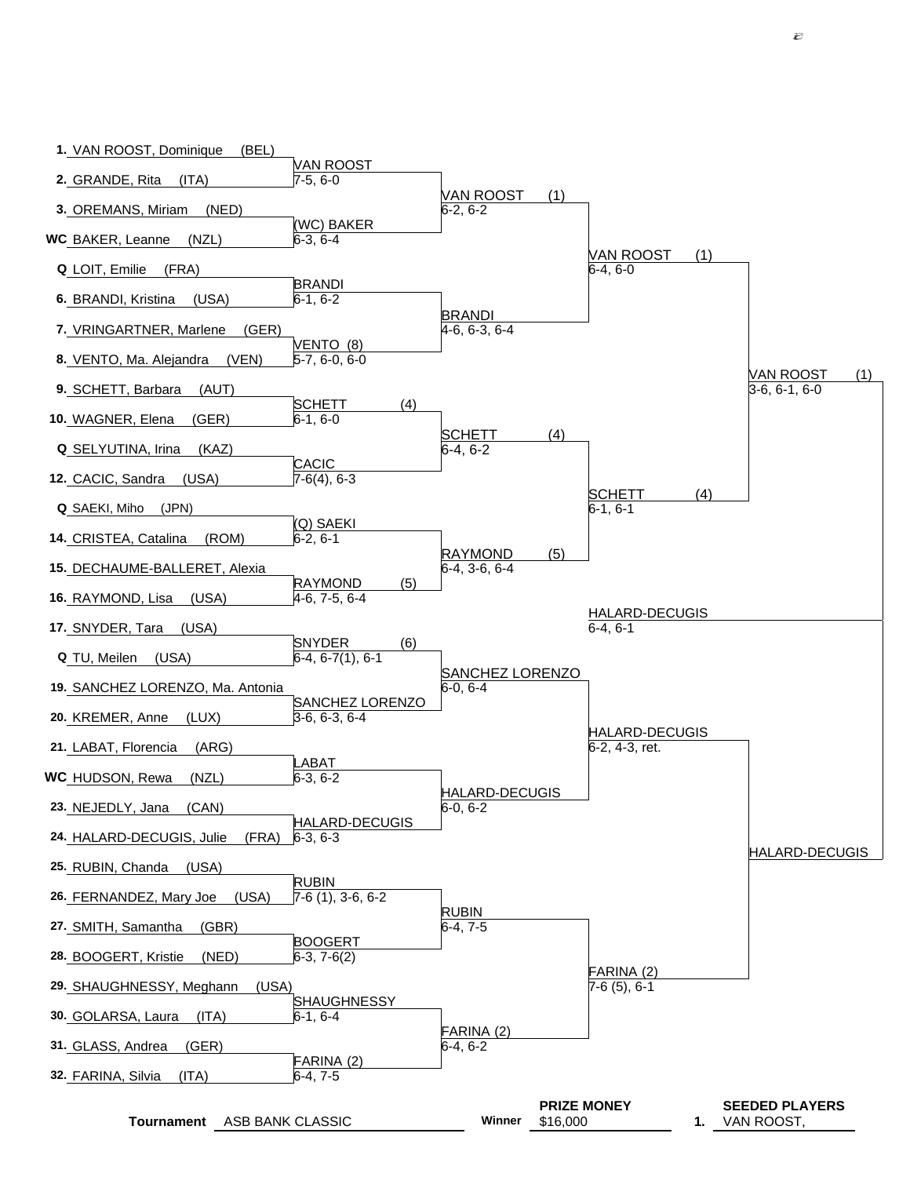## First Round

| | Player | Winner | Score |
|---|---|---|---|
| 1. | VAN ROOST, Dominique (BEL) | VAN ROOST | 7-5, 6-0 |
| 2. | GRANDE, Rita (ITA) | | |
| 3. | OREMANS, Miriam (NED) | (WC) BAKER | 6-3, 6-4 |
| WC | BAKER, Leanne (NZL) | | |
| Q | LOIT, Emilie (FRA) | BRANDI | 6-1, 6-2 |
| 6. | BRANDI, Kristina (USA) | | |
| 7. | VRINGARTNER, Marlene (GER) | VENTO (8) | 5-7, 6-0, 6-0 |
| 8. | VENTO, Ma. Alejandra (VEN) | | |
| 9. | SCHETT, Barbara (AUT) | SCHETT (4) | 6-1, 6-0 |
| 10. | WAGNER, Elena (GER) | | |
| Q | SELYUTINA, Irina (KAZ) | CACIC | 7-6(4), 6-3 |
| 12. | CACIC, Sandra (USA) | | |
| Q | SAEKI, Miho (JPN) | (Q) SAEKI | 6-2, 6-1 |
| 14. | CRISTEA, Catalina (ROM) | | |
| 15. | DECHAUME-BALLERET, Alexia | RAYMOND (5) | 4-6, 7-5, 6-4 |
| 16. | RAYMOND, Lisa (USA) | | |
| 17. | SNYDER, Tara (USA) | SNYDER (6) | 6-4, 6-7(1), 6-1 |
| Q | TU, Meilen (USA) | | |
| 19. | SANCHEZ LORENZO, Ma. Antonia | SANCHEZ LORENZO | 3-6, 6-3, 6-4 |
| 20. | KREMER, Anne (LUX) | | |
| 21. | LABAT, Florencia (ARG) | LABAT | 6-3, 6-2 |
| WC | HUDSON, Rewa (NZL) | | |
| 23. | NEJEDLY, Jana (CAN) | HALARD-DECUGIS | 6-3, 6-3 |
| 24. | HALARD-DECUGIS, Julie (FRA) | | |
| 25. | RUBIN, Chanda (USA) | RUBIN | 7-6 (1), 3-6, 6-2 |
| 26. | FERNANDEZ, Mary Joe (USA) | | |
| 27. | SMITH, Samantha (GBR) | BOOGERT | 6-3, 7-6(2) |
| 28. | BOOGERT, Kristie (NED) | | |
| 29. | SHAUGHNESSY, Meghann (USA) | SHAUGHNESSY | 6-1, 6-4 |
| 30. | GOLARSA, Laura (ITA) | | |
| 31. | GLASS, Andrea (GER) | FARINA (2) | 6-4, 7-5 |
| 32. | FARINA, Silvia (ITA) | | |

## Second Round

| Winner | Score |
|---|---|
| VAN ROOST (1) | 6-2, 6-2 |
| BRANDI | 4-6, 6-3, 6-4 |
| SCHETT (4) | 6-4, 6-2 |
| RAYMOND (5) | 6-4, 3-6, 6-4 |
| SANCHEZ LORENZO | 6-0, 6-4 |
| HALARD-DECUGIS | 6-0, 6-2 |
| RUBIN | 6-4, 7-5 |
| FARINA (2) | 6-4, 6-2 |

## Quarterfinals

| Winner | Score |
|---|---|
| VAN ROOST (1) | 6-4, 6-0 |
| SCHETT (4) | 6-1, 6-1 |
| HALARD-DECUGIS | 6-2, 4-3, ret. |
| FARINA (2) | 7-6 (5), 6-1 |

## Semifinals

| Winner | Score |
|---|---|
| VAN ROOST (1) | 3-6, 6-1, 6-0 |
| HALARD-DECUGIS | |

## Final

| Winner | Score |
|---|---|
| HALARD-DECUGIS | 6-4, 6-1 |

**Tournament** ASB BANK CLASSIC

**Winner** **PRIZE MONEY** $16,000

**SEEDED PLAYERS**

1. VAN ROOST,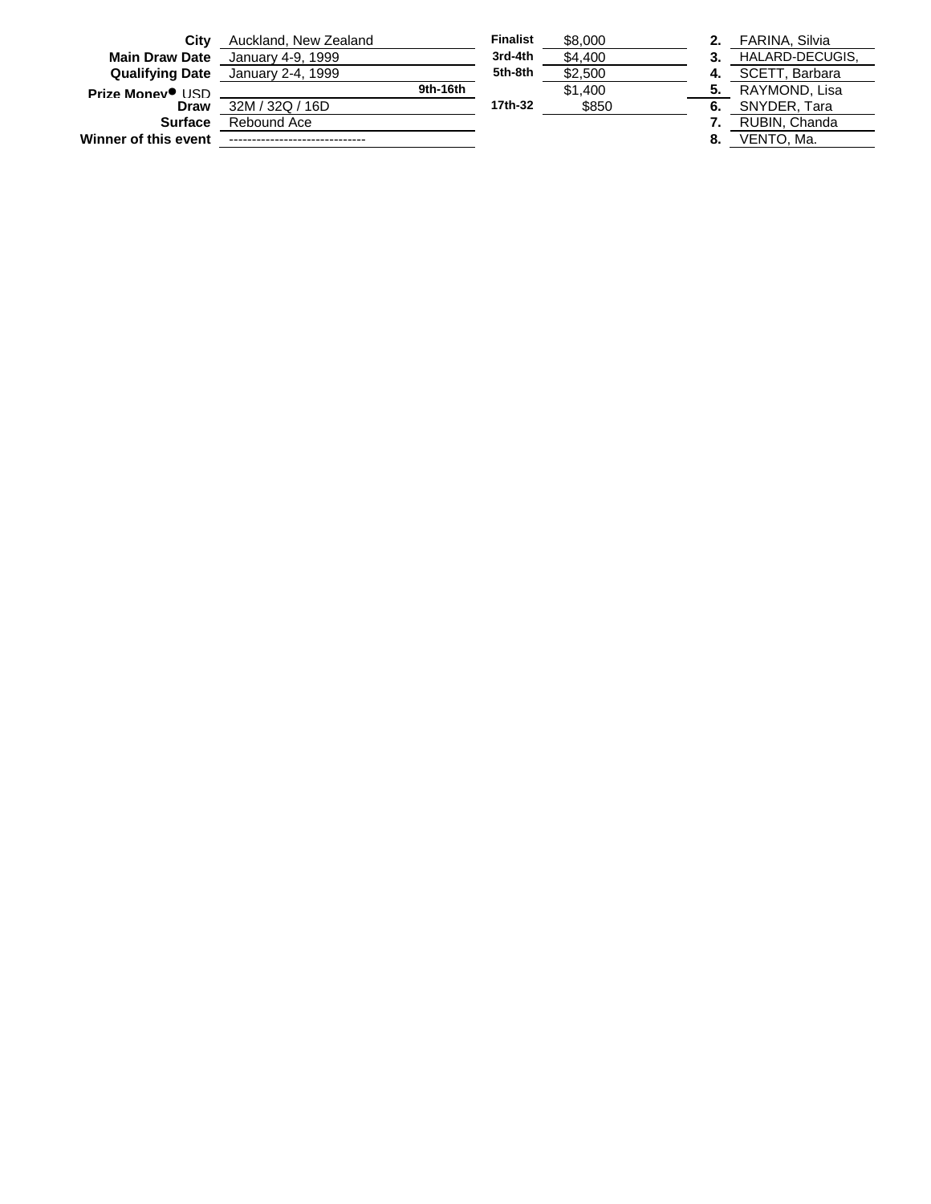| | | | | | |
|---|---|---|---|---|---|
| **City** | Auckland, New Zealand | **Finalist** | $8,000 | **2.** | FARINA, Silvia |
| **Main Draw Date** | January 4-9, 1999 | **3rd-4th** | $4,400 | **3.** | HALARD-DECUGIS, |
| **Qualifying Date** | January 2-4, 1999 | **5th-8th** | $2,500 | **4.** | SCETT, Barbara |
| **Prize Money● USD** | | **9th-16th** | $1,400 | **5.** | RAYMOND, Lisa |
| **Draw** | 32M / 32Q / 16D | **17th-32** | $850 | **6.** | SNYDER, Tara |
| **Surface** | Rebound Ace | | | **7.** | RUBIN, Chanda |
| **Winner of this event** | ------------------------------ | | | **8.** | VENTO, Ma. |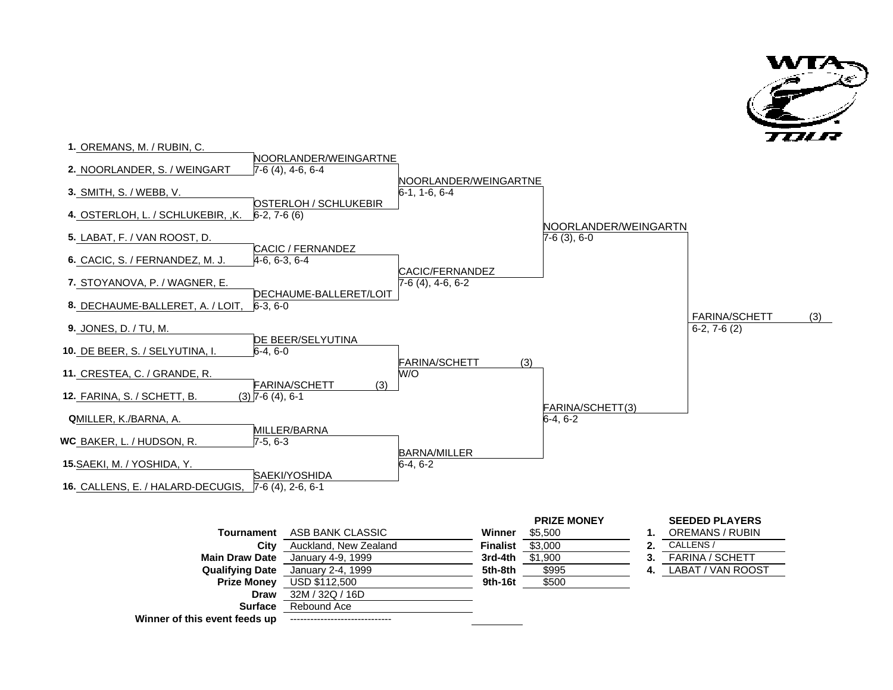**Draw**

1. OREMANS, M. / RUBIN, C.
2. NOORLANDER, S. / WEINGART
3. SMITH, S. / WEBB, V.
4. OSTERLOH, L. / SCHLUKEBIR, ,K.
5. LABAT, F. / VAN ROOST, D.
6. CACIC, S. / FERNANDEZ, M. J.
7. STOYANOVA, P. / WAGNER, E.
8. DECHAUME-BALLERET, A. / LOIT,
9. JONES, D. / TU, M.
10. DE BEER, S. / SELYUTINA, I.
11. CRESTEA, C. / GRANDE, R.
12. FARINA, S. / SCHETT, B. (3)

Q MILLER, K./BARNA, A.

WC BAKER, L. / HUDSON, R.

15. SAEKI, M. / YOSHIDA, Y.
16. CALLENS, E. / HALARD-DECUGIS,

**Second round**

NOORLANDER/WEINGARTNE 7-6 (4), 4-6, 6-4

OSTERLOH / SCHLUKEBIR 6-2, 7-6 (6)

CACIC / FERNANDEZ 4-6, 6-3, 6-4

DECHAUME-BALLERET/LOIT 6-3, 6-0

DE BEER/SELYUTINA 6-4, 6-0

FARINA/SCHETT (3) 7-6 (4), 6-1

MILLER/BARNA 7-5, 6-3

SAEKI/YOSHIDA 7-6 (4), 2-6, 6-1

**Quarterfinals**

NOORLANDER/WEINGARTNE 6-1, 1-6, 6-4

CACIC/FERNANDEZ 7-6 (4), 4-6, 6-2

FARINA/SCHETT (3) W/O

BARNA/MILLER 6-4, 6-2

**Semifinals**

NOORLANDER/WEINGARTN 7-6 (3), 6-0

FARINA/SCHETT(3) 6-4, 6-2

**Winner**

FARINA/SCHETT (3) 6-2, 7-6 (2)

| | |
|---|---|
| **Tournament** | ASB BANK CLASSIC |
| **City** | Auckland, New Zealand |
| **Main Draw Date** | January 4-9, 1999 |
| **Qualifying Date** | January 2-4, 1999 |
| **Prize Money** | USD $112,500 |
| **Draw** | 32M / 32Q / 16D |
| **Surface** | Rebound Ace |
| **Winner of this event feeds up** | ------------------------------ |

**PRIZE MONEY**

| | |
|---|---|
| **Winner** | $5,500 |
| **Finalist** | $3,000 |
| **3rd-4th** | $1,900 |
| **5th-8th** | $995 |
| **9th-16t** | $500 |

**SEEDED PLAYERS**

1. OREMANS / RUBIN
2. CALLENS /
3. FARINA / SCHETT
4. LABAT / VAN ROOST